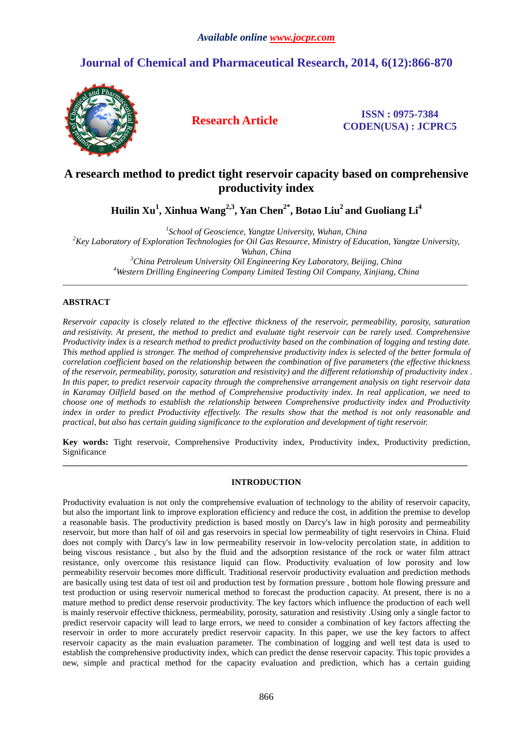Available online www.jocpr.com

# Journal of Chemical and Pharmaceutical Research, 2014, 6(12):866-870

**Research Article**

**ISSN : 0975-7384**
**CODEN(USA) : JCPRC5**

# A research method to predict tight reservoir capacity based on comprehensive productivity index

**Huilin Xu[1], Xinhua Wang[2,3], Yan Chen[2*], Botao Liu[2] and Guoliang Li[4]**

*[1]School of Geoscience, Yangtze University, Wuhan, China*
*[2]Key Laboratory of Exploration Technologies for Oil Gas Resource, Ministry of Education, Yangtze University, Wuhan, China*
*[3]China Petroleum University Oil Engineering Key Laboratory, Beijing, China*
*[4]Western Drilling Engineering Company Limited Testing Oil Company, Xinjiang, China*

---

## ABSTRACT

*Reservoir capacity is closely related to the effective thickness of the reservoir, permeability, porosity, saturation and resistivity. At present, the method to predict and evaluate tight reservoir can be rarely used. Comprehensive Productivity index is a research method to predict productivity based on the combination of logging and testing date. This method applied is stronger. The method of comprehensive productivity index is selected of the better formula of correlation coefficient based on the relationship between the combination of five parameters (the effective thickness of the reservoir, permeability, porosity, saturation and resistivity) and the different relationship of productivity index . In this paper, to predict reservoir capacity through the comprehensive arrangement analysis on tight reservoir data in Karamay Oilfield based on the method of Comprehensive productivity index. In real application, we need to choose one of methods to establish the relationship between Comprehensive productivity index and Productivity index in order to predict Productivity effectively. The results show that the method is not only reasonable and practical, but also has certain guiding significance to the exploration and development of tight reservoir.*

**Key words:** Tight reservoir, Comprehensive Productivity index, Productivity index, Productivity prediction, Significance

---

## INTRODUCTION

Productivity evaluation is not only the comprehensive evaluation of technology to the ability of reservoir capacity, but also the important link to improve exploration efficiency and reduce the cost, in addition the premise to develop a reasonable basis. The productivity prediction is based mostly on Darcy's law in high porosity and permeability reservoir, but more than half of oil and gas reservoirs in special low permeability of tight reservoirs in China. Fluid does not comply with Darcy's law in low permeability reservoir in low-velocity percolation state, in addition to being viscous resistance , but also by the fluid and the adsorption resistance of the rock or water film attract resistance, only overcome this resistance liquid can flow. Productivity evaluation of low porosity and low permeability reservoir becomes more difficult. Traditional reservoir productivity evaluation and prediction methods are basically using test data of test oil and production test by formation pressure , bottom hole flowing pressure and test production or using reservoir numerical method to forecast the production capacity. At present, there is no a mature method to predict dense reservoir productivity. The key factors which influence the production of each well is mainly reservoir effective thickness, permeability, porosity, saturation and resistivity .Using only a single factor to predict reservoir capacity will lead to large errors, we need to consider a combination of key factors affecting the reservoir in order to more accurately predict reservoir capacity. In this paper, we use the key factors to attract reservoir capacity as the main evaluation parameter. The combination of logging and well test data is used to establish the comprehensive productivity index, which can predict the dense reservoir capacity. This topic provides a new, simple and practical method for the capacity evaluation and prediction, which has a certain guiding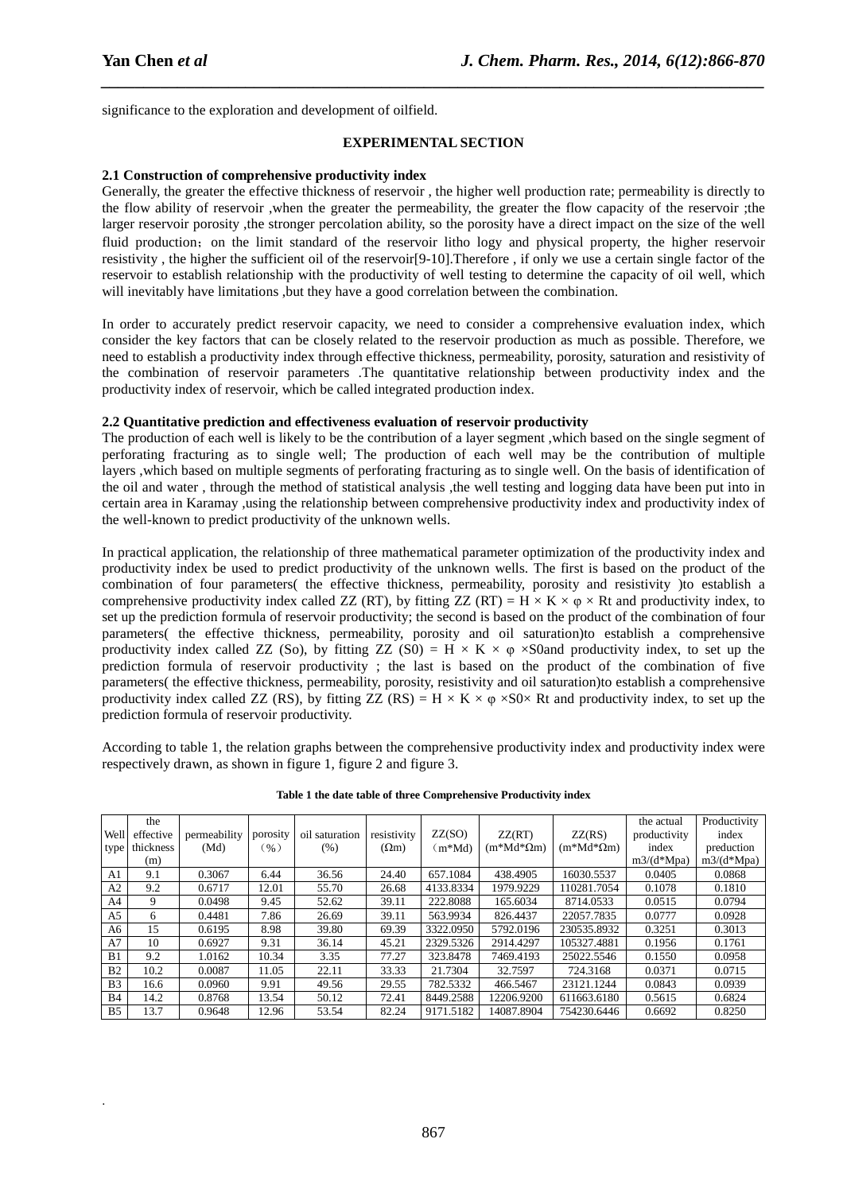significance to the exploration and development of oilfield.

## EXPERIMENTAL SECTION

### 2.1 Construction of comprehensive productivity index

Generally, the greater the effective thickness of reservoir , the higher well production rate; permeability is directly to the flow ability of reservoir ,when the greater the permeability, the greater the flow capacity of the reservoir ;the larger reservoir porosity ,the stronger percolation ability, so the porosity have a direct impact on the size of the well fluid production；on the limit standard of the reservoir litho logy and physical property, the higher reservoir resistivity , the higher the sufficient oil of the reservoir[9-10].Therefore , if only we use a certain single factor of the reservoir to establish relationship with the productivity of well testing to determine the capacity of oil well, which will inevitably have limitations ,but they have a good correlation between the combination.

In order to accurately predict reservoir capacity, we need to consider a comprehensive evaluation index, which consider the key factors that can be closely related to the reservoir production as much as possible. Therefore, we need to establish a productivity index through effective thickness, permeability, porosity, saturation and resistivity of the combination of reservoir parameters .The quantitative relationship between productivity index and the productivity index of reservoir, which be called integrated production index.

### 2.2 Quantitative prediction and effectiveness evaluation of reservoir productivity

The production of each well is likely to be the contribution of a layer segment ,which based on the single segment of perforating fracturing as to single well; The production of each well may be the contribution of multiple layers ,which based on multiple segments of perforating fracturing as to single well. On the basis of identification of the oil and water , through the method of statistical analysis ,the well testing and logging data have been put into in certain area in Karamay ,using the relationship between comprehensive productivity index and productivity index of the well-known to predict productivity of the unknown wells.

In practical application, the relationship of three mathematical parameter optimization of the productivity index and productivity index be used to predict productivity of the unknown wells. The first is based on the product of the combination of four parameters( the effective thickness, permeability, porosity and resistivity )to establish a comprehensive productivity index called ZZ (RT), by fitting $ZZ(RT) = H \times K \times \varphi \times Rt$ and productivity index, to set up the prediction formula of reservoir productivity; the second is based on the product of the combination of four parameters( the effective thickness, permeability, porosity and oil saturation)to establish a comprehensive productivity index called ZZ (So), by fitting $ZZ(S0) = H \times K \times \varphi \times S0$and productivity index, to set up the prediction formula of reservoir productivity ; the last is based on the product of the combination of five parameters( the effective thickness, permeability, porosity, resistivity and oil saturation)to establish a comprehensive productivity index called ZZ (RS), by fitting $ZZ(RS) = H \times K \times \varphi \times S0 \times Rt$ and productivity index, to set up the prediction formula of reservoir productivity.

According to table 1, the relation graphs between the comprehensive productivity index and productivity index were respectively drawn, as shown in figure 1, figure 2 and figure 3.

**Table 1 the date table of three Comprehensive Productivity index**

| Well type | the effective thickness (m) | permeability (Md) | porosity （%） | oil saturation (%) | resistivity (Ωm) | ZZ(SO) （m*Md) | ZZ(RT) (m*Md*Ωm) | ZZ(RS) (m*Md*Ωm) | the actual productivity index m3/(d*Mpa) | Productivity index preduction m3/(d*Mpa) |
|---|---|---|---|---|---|---|---|---|---|---|
| A1 | 9.1 | 0.3067 | 6.44 | 36.56 | 24.40 | 657.1084 | 438.4905 | 16030.5537 | 0.0405 | 0.0868 |
| A2 | 9.2 | 0.6717 | 12.01 | 55.70 | 26.68 | 4133.8334 | 1979.9229 | 110281.7054 | 0.1078 | 0.1810 |
| A4 | 9 | 0.0498 | 9.45 | 52.62 | 39.11 | 222.8088 | 165.6034 | 8714.0533 | 0.0515 | 0.0794 |
| A5 | 6 | 0.4481 | 7.86 | 26.69 | 39.11 | 563.9934 | 826.4437 | 22057.7835 | 0.0777 | 0.0928 |
| A6 | 15 | 0.6195 | 8.98 | 39.80 | 69.39 | 3322.0950 | 5792.0196 | 230535.8932 | 0.3251 | 0.3013 |
| A7 | 10 | 0.6927 | 9.31 | 36.14 | 45.21 | 2329.5326 | 2914.4297 | 105327.4881 | 0.1956 | 0.1761 |
| B1 | 9.2 | 1.0162 | 10.34 | 3.35 | 77.27 | 323.8478 | 7469.4193 | 25022.5546 | 0.1550 | 0.0958 |
| B2 | 10.2 | 0.0087 | 11.05 | 22.11 | 33.33 | 21.7304 | 32.7597 | 724.3168 | 0.0371 | 0.0715 |
| B3 | 16.6 | 0.0960 | 9.91 | 49.56 | 29.55 | 782.5332 | 466.5467 | 23121.1244 | 0.0843 | 0.0939 |
| B4 | 14.2 | 0.8768 | 13.54 | 50.12 | 72.41 | 8449.2588 | 12206.9200 | 611663.6180 | 0.5615 | 0.6824 |
| B5 | 13.7 | 0.9648 | 12.96 | 53.54 | 82.24 | 9171.5182 | 14087.8904 | 754230.6446 | 0.6692 | 0.8250 |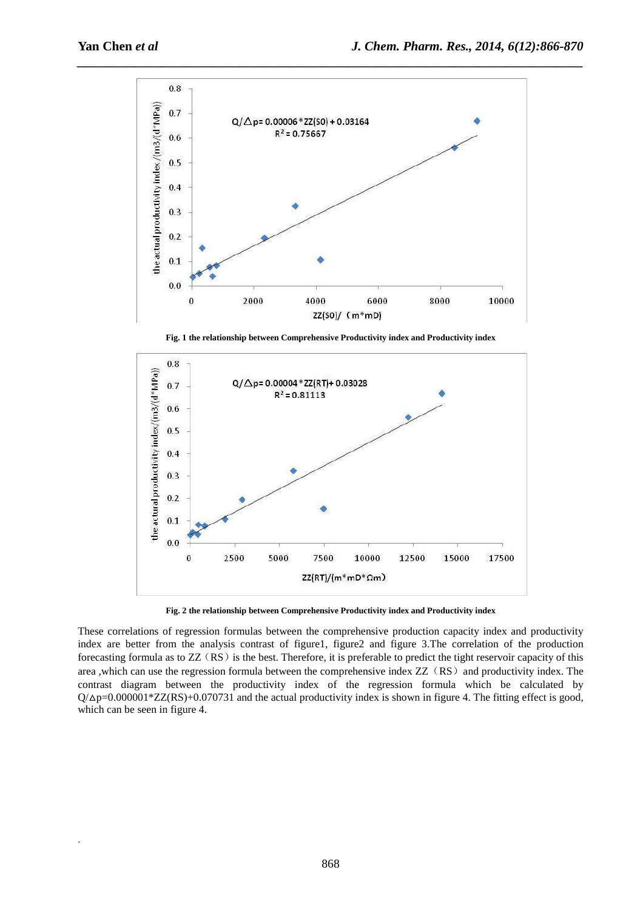Fig. 1 the relationship between Comprehensive Productivity index and Productivity index

Fig. 2 the relationship between Comprehensive Productivity index and Productivity index

These correlations of regression formulas between the comprehensive production capacity index and productivity index are better from the analysis contrast of figure1, figure2 and figure 3.The correlation of the production forecasting formula as to ZZ（RS）is the best. Therefore, it is preferable to predict the tight reservoir capacity of this area ,which can use the regression formula between the comprehensive index ZZ（RS）and productivity index. The contrast diagram between the productivity index of the regression formula which be calculated by $Q/\Delta p=0.000001*ZZ(RS)+0.070731$ and the actual productivity index is shown in figure 4. The fitting effect is good, which can be seen in figure 4.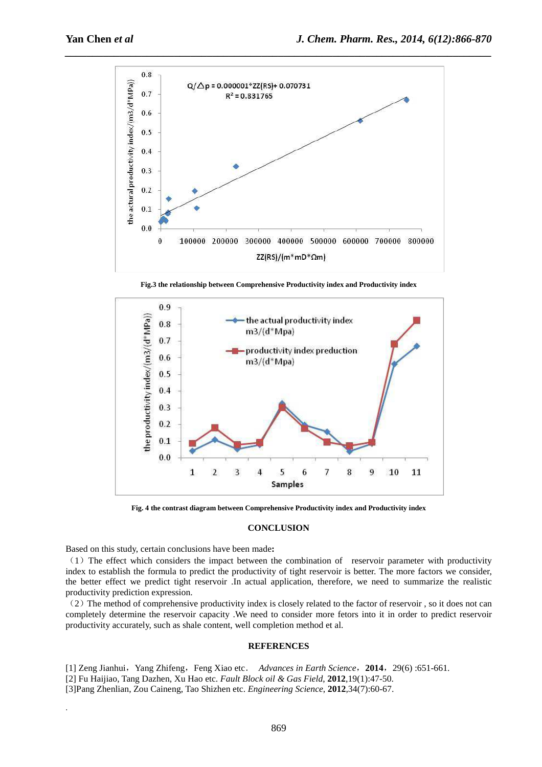Fig.3 the relationship between Comprehensive Productivity index and Productivity index

Fig. 4 the contrast diagram between Comprehensive Productivity index and Productivity index

## CONCLUSION

Based on this study, certain conclusions have been made**:**

（1）The effect which considers the impact between the combination of reservoir parameter with productivity index to establish the formula to predict the productivity of tight reservoir is better. The more factors we consider, the better effect we predict tight reservoir .In actual application, therefore, we need to summarize the realistic productivity prediction expression.

（2）The method of comprehensive productivity index is closely related to the factor of reservoir , so it does not can completely determine the reservoir capacity .We need to consider more fetors into it in order to predict reservoir productivity accurately, such as shale content, well completion method et al.

## REFERENCES

[1] Zeng Jianhui，Yang Zhifeng，Feng Xiao etc． *Advances in Earth Science*，**2014**，29(6) :651-661.
[2] Fu Haijiao, Tang Dazhen, Xu Hao etc. *Fault Block oil & Gas Field*, **2012**,19(1):47-50.
[3]Pang Zhenlian, Zou Caineng, Tao Shizhen etc. *Engineering Science*, **2012**,34(7):60-67.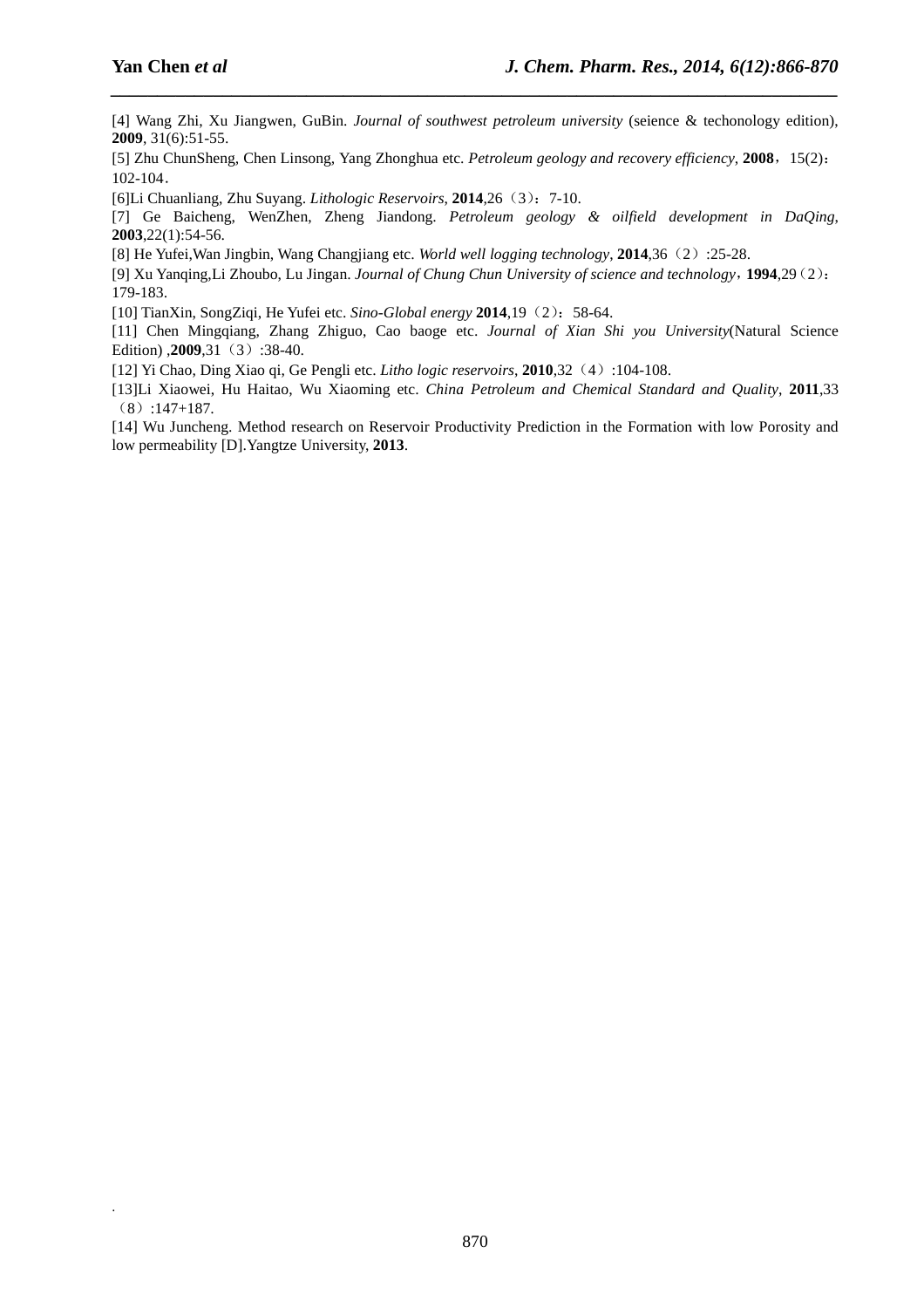[4] Wang Zhi, Xu Jiangwen, GuBin. *Journal of southwest petroleum university* (seience & techonology edition), **2009**, 31(6):51-55.

[5] Zhu ChunSheng, Chen Linsong, Yang Zhonghua etc. *Petroleum geology and recovery efficiency*, **2008**，15(2)：102-104.

[6]Li Chuanliang, Zhu Suyang. *Lithologic Reservoirs*, **2014**,26（3）：7-10.

[7] Ge Baicheng, WenZhen, Zheng Jiandong. *Petroleum geology & oilfield development in DaQing*, **2003**,22(1):54-56.

[8] He Yufei,Wan Jingbin, Wang Changjiang etc. *World well logging technology*, **2014**,36（2）:25-28.

[9] Xu Yanqing,Li Zhoubo, Lu Jingan. *Journal of Chung Chun University of science and technology*，**1994**,29（2）：179-183.

[10] TianXin, SongZiqi, He Yufei etc. *Sino-Global energy* **2014**,19（2）：58-64.

[11] Chen Mingqiang, Zhang Zhiguo, Cao baoge etc. *Journal of Xian Shi you University*(Natural Science Edition) ,**2009**,31（3）:38-40.

[12] Yi Chao, Ding Xiao qi, Ge Pengli etc. *Litho logic reservoirs*, **2010**,32（4）:104-108.

[13]Li Xiaowei, Hu Haitao, Wu Xiaoming etc. *China Petroleum and Chemical Standard and Quality*, **2011**,33（8）:147+187.

[14] Wu Juncheng. Method research on Reservoir Productivity Prediction in the Formation with low Porosity and low permeability [D].Yangtze University, **2013**.